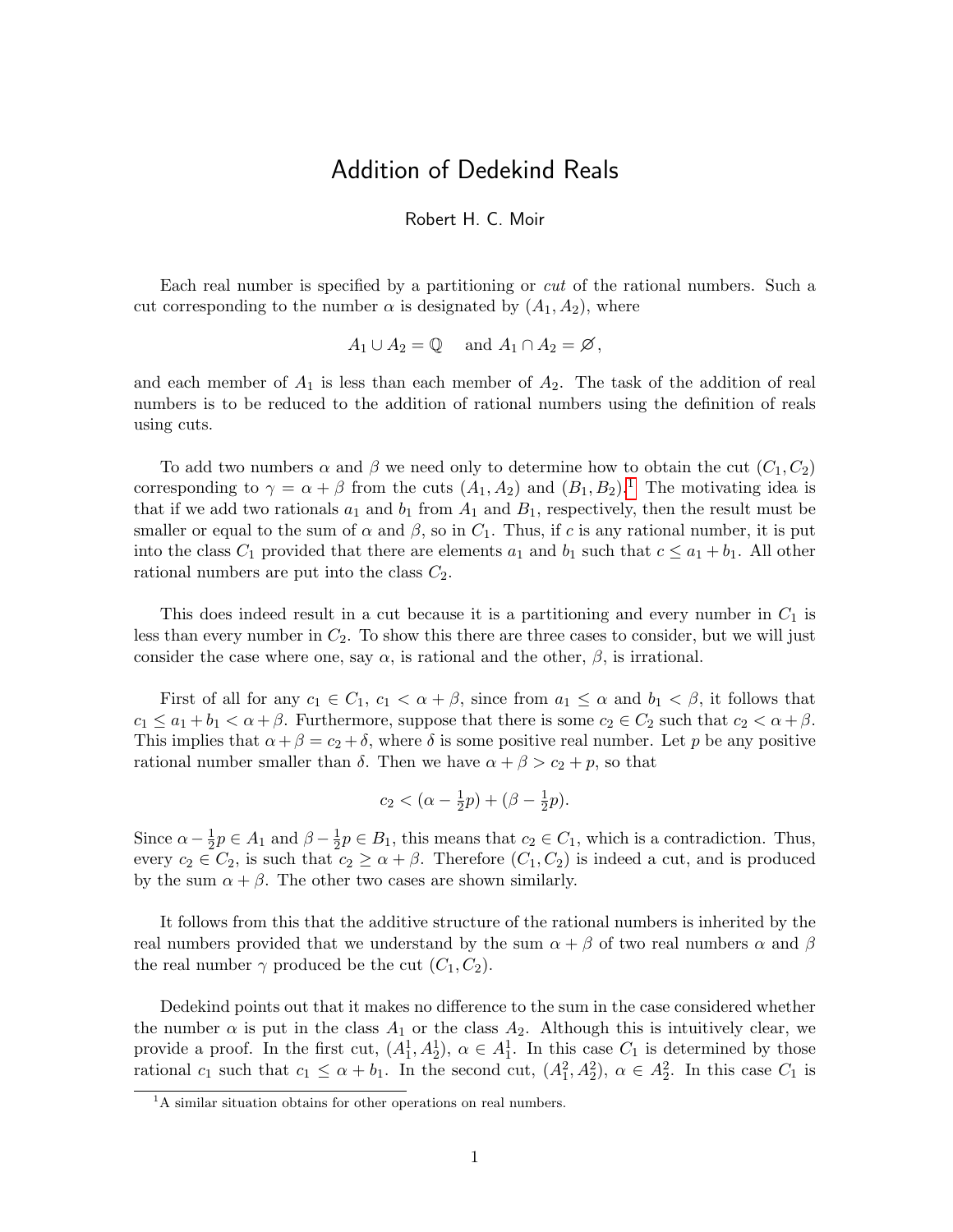# Addition of Dedekind Reals

Robert H. C. Moir

Each real number is specified by a partitioning or *cut* of the rational numbers. Such a cut corresponding to the number $\alpha$ is designated by $(A_1, A_2)$, where

$$A_1 \cup A_2 = \mathbb{Q} \quad \text{and } A_1 \cap A_2 = \varnothing,$$

and each member of $A_1$ is less than each member of $A_2$. The task of the addition of real numbers is to be reduced to the addition of rational numbers using the definition of reals using cuts.

To add two numbers $\alpha$ and $\beta$ we need only to determine how to obtain the cut $(C_1, C_2)$ corresponding to $\gamma = \alpha + \beta$ from the cuts $(A_1, A_2)$ and $(B_1, B_2)$.[1] The motivating idea is that if we add two rationals $a_1$ and $b_1$ from $A_1$ and $B_1$, respectively, then the result must be smaller or equal to the sum of $\alpha$ and $\beta$, so in $C_1$. Thus, if $c$ is any rational number, it is put into the class $C_1$ provided that there are elements $a_1$ and $b_1$ such that $c \leq a_1 + b_1$. All other rational numbers are put into the class $C_2$.

This does indeed result in a cut because it is a partitioning and every number in $C_1$ is less than every number in $C_2$. To show this there are three cases to consider, but we will just consider the case where one, say $\alpha$, is rational and the other, $\beta$, is irrational.

First of all for any $c_1 \in C_1$, $c_1 < \alpha + \beta$, since from $a_1 \leq \alpha$ and $b_1 < \beta$, it follows that $c_1 \leq a_1 + b_1 < \alpha + \beta$. Furthermore, suppose that there is some $c_2 \in C_2$ such that $c_2 < \alpha + \beta$. This implies that $\alpha + \beta = c_2 + \delta$, where $\delta$ is some positive real number. Let $p$ be any positive rational number smaller than $\delta$. Then we have $\alpha + \beta > c_2 + p$, so that

$$c_2 < (\alpha - \tfrac{1}{2}p) + (\beta - \tfrac{1}{2}p).$$

Since $\alpha - \frac{1}{2}p \in A_1$ and $\beta - \frac{1}{2}p \in B_1$, this means that $c_2 \in C_1$, which is a contradiction. Thus, every $c_2 \in C_2$, is such that $c_2 \geq \alpha + \beta$. Therefore $(C_1, C_2)$ is indeed a cut, and is produced by the sum $\alpha + \beta$. The other two cases are shown similarly.

It follows from this that the additive structure of the rational numbers is inherited by the real numbers provided that we understand by the sum $\alpha + \beta$ of two real numbers $\alpha$ and $\beta$ the real number $\gamma$ produced be the cut $(C_1, C_2)$.

Dedekind points out that it makes no difference to the sum in the case considered whether the number $\alpha$ is put in the class $A_1$ or the class $A_2$. Although this is intuitively clear, we provide a proof. In the first cut, $(A_1^1, A_2^1)$, $\alpha \in A_1^1$. In this case $C_1$ is determined by those rational $c_1$ such that $c_1 \leq \alpha + b_1$. In the second cut, $(A_1^2, A_2^2)$, $\alpha \in A_2^2$. In this case $C_1$ is

[1] A similar situation obtains for other operations on real numbers.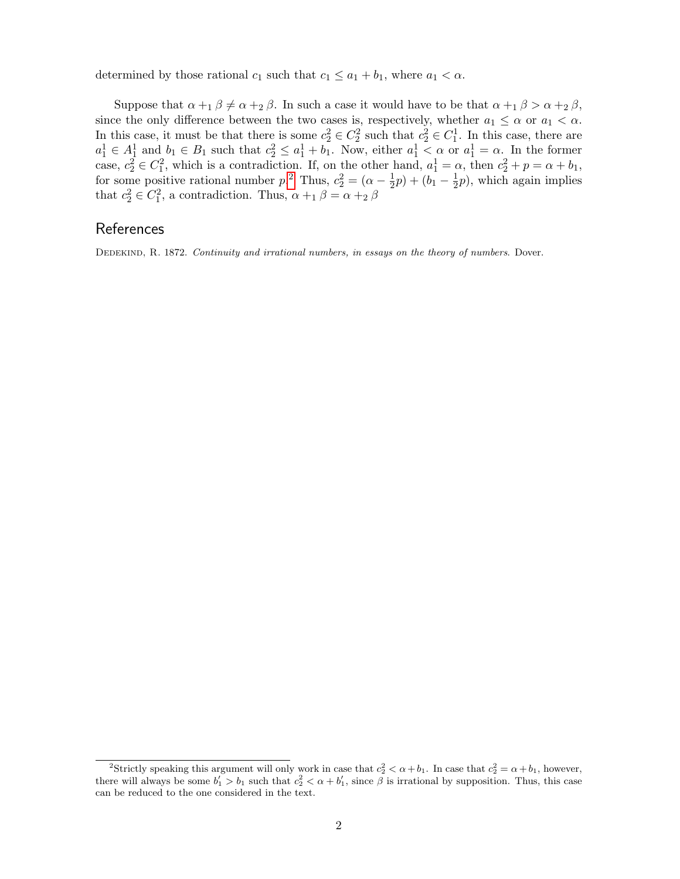determined by those rational $c_1$ such that $c_1 \leq a_1 + b_1$, where $a_1 < \alpha$.

Suppose that $\alpha +_1 \beta \neq \alpha +_2 \beta$. In such a case it would have to be that $\alpha +_1 \beta > \alpha +_2 \beta$, since the only difference between the two cases is, respectively, whether $a_1 \leq \alpha$ or $a_1 < \alpha$. In this case, it must be that there is some $c_2^2 \in C_2^2$ such that $c_2^2 \in C_1^1$. In this case, there are $a_1^1 \in A_1^1$ and $b_1 \in B_1$ such that $c_2^2 \leq a_1^1 + b_1$. Now, either $a_1^1 < \alpha$ or $a_1^1 = \alpha$. In the former case, $c_2^2 \in C_1^2$, which is a contradiction. If, on the other hand, $a_1^1 = \alpha$, then $c_2^2 + p = \alpha + b_1$, for some positive rational number $p$.[2] Thus, $c_2^2 = (\alpha - \frac{1}{2}p) + (b_1 - \frac{1}{2}p)$, which again implies that $c_2^2 \in C_1^2$, a contradiction. Thus, $\alpha +_1 \beta = \alpha +_2 \beta$

## References

Dedekind, R. 1872. *Continuity and irrational numbers, in essays on the theory of numbers*. Dover.

---

[2] Strictly speaking this argument will only work in case that $c_2^2 < \alpha + b_1$. In case that $c_2^2 = \alpha + b_1$, however, there will always be some $b_1' > b_1$ such that $c_2^2 < \alpha + b_1'$, since $\beta$ is irrational by supposition. Thus, this case can be reduced to the one considered in the text.